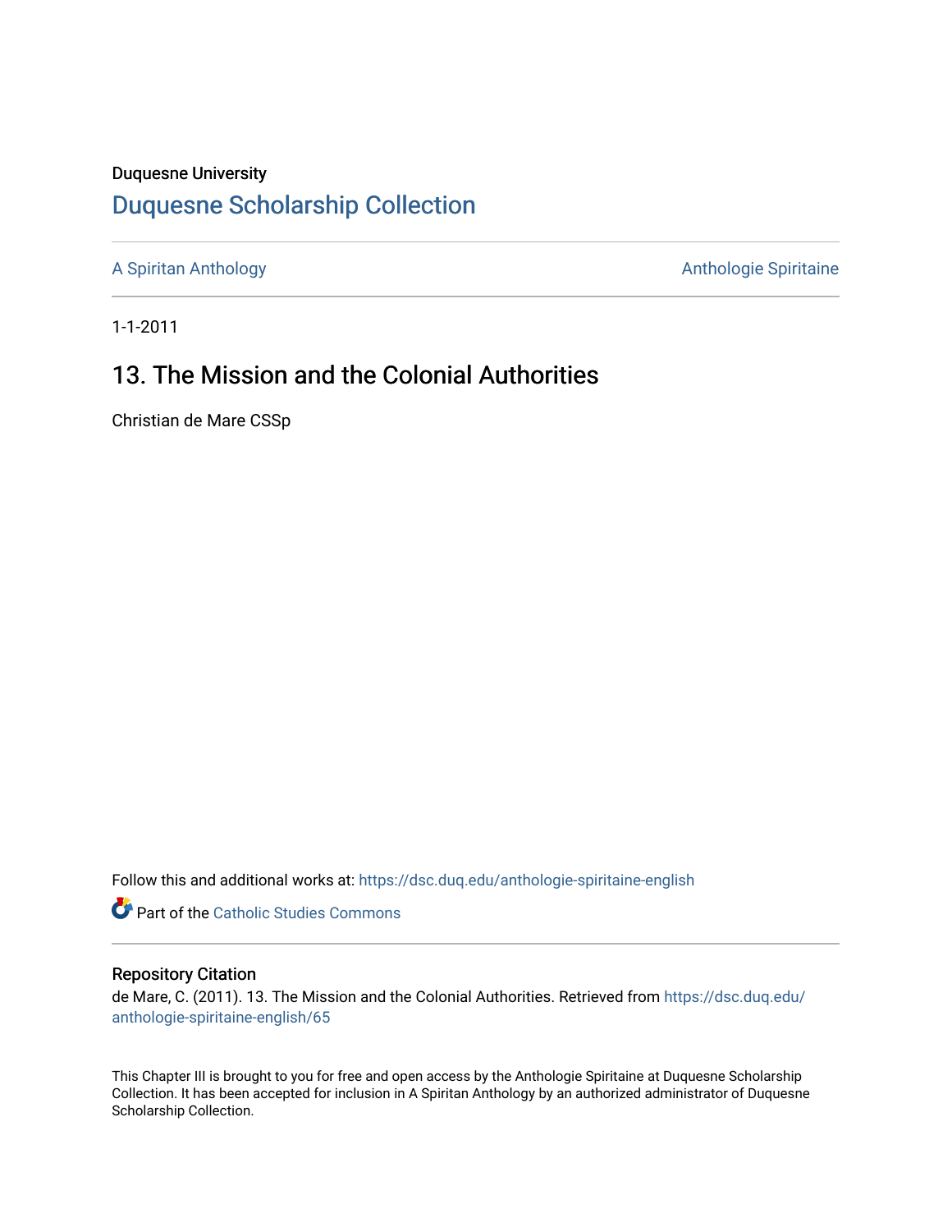Duquesne University

# Duquesne Scholarship Collection

A Spiritan Anthology

Anthologie Spiritaine

1-1-2011

## 13. The Mission and the Colonial Authorities

Christian de Mare CSSp

Follow this and additional works at: https://dsc.duq.edu/anthologie-spiritaine-english

Part of the Catholic Studies Commons

### Repository Citation

de Mare, C. (2011). 13. The Mission and the Colonial Authorities. Retrieved from https://dsc.duq.edu/anthologie-spiritaine-english/65

This Chapter III is brought to you for free and open access by the Anthologie Spiritaine at Duquesne Scholarship Collection. It has been accepted for inclusion in A Spiritan Anthology by an authorized administrator of Duquesne Scholarship Collection.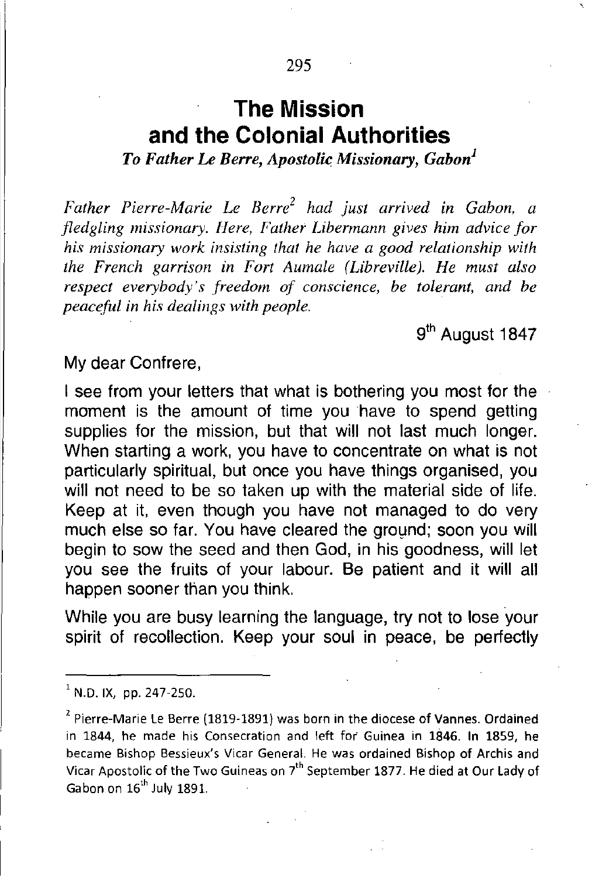# The Mission and the Colonial Authorities

***To Father Le Berre, Apostolic Missionary, Gabon*[1]**

*Father Pierre-Marie Le Berre[2] had just arrived in Gabon, a fledgling missionary. Here, Father Libermann gives him advice for his missionary work insisting that he have a good relationship with the French garrison in Fort Aumale (Libreville). He must also respect everybody's freedom of conscience, be tolerant, and be peaceful in his dealings with people.*

9th August 1847

My dear Confrere,

I see from your letters that what is bothering you most for the moment is the amount of time you have to spend getting supplies for the mission, but that will not last much longer. When starting a work, you have to concentrate on what is not particularly spiritual, but once you have things organised, you will not need to be so taken up with the material side of life. Keep at it, even though you have not managed to do very much else so far. You have cleared the ground; soon you will begin to sow the seed and then God, in his goodness, will let you see the fruits of your labour. Be patient and it will all happen sooner than you think.

While you are busy learning the language, try not to lose your spirit of recollection. Keep your soul in peace, be perfectly

---

[1] N.D. IX, pp. 247-250.

[2] Pierre-Marie Le Berre (1819-1891) was born in the diocese of Vannes. Ordained in 1844, he made his Consecration and left for Guinea in 1846. In 1859, he became Bishop Bessieux's Vicar General. He was ordained Bishop of Archis and Vicar Apostolic of the Two Guineas on 7th September 1877. He died at Our Lady of Gabon on 16th July 1891.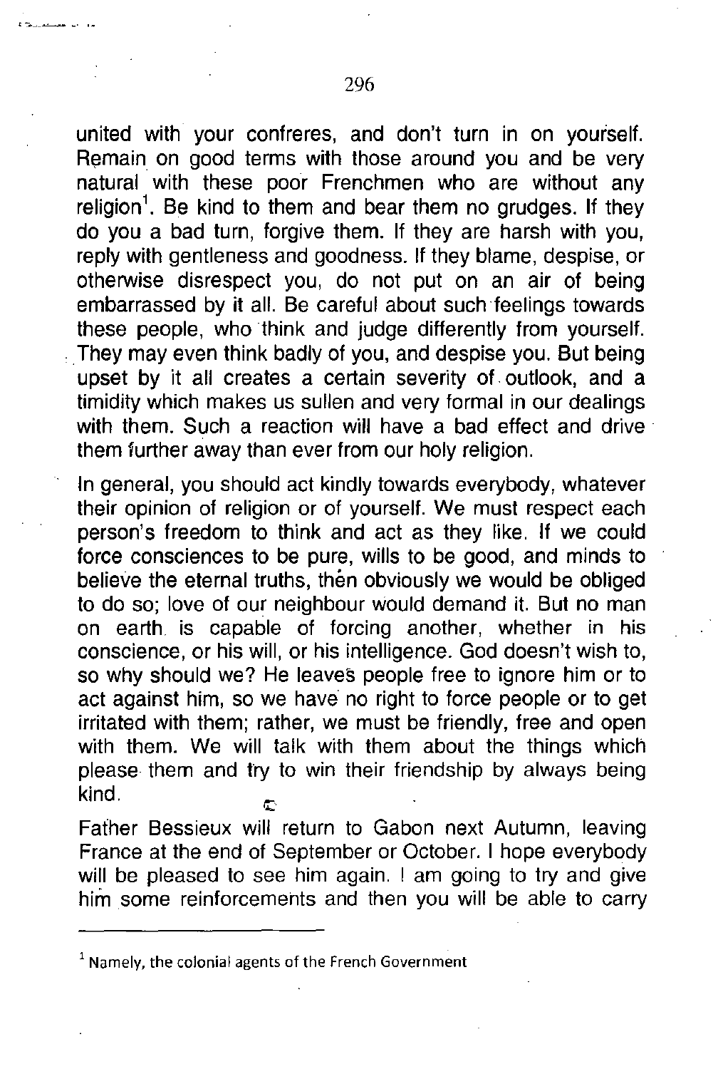united with your confreres, and don't turn in on yourself. Remain on good terms with those around you and be very natural with these poor Frenchmen who are without any religion[1]. Be kind to them and bear them no grudges. If they do you a bad turn, forgive them. If they are harsh with you, reply with gentleness and goodness. If they blame, despise, or otherwise disrespect you, do not put on an air of being embarrassed by it all. Be careful about such feelings towards these people, who think and judge differently from yourself. They may even think badly of you, and despise you. But being upset by it all creates a certain severity of outlook, and a timidity which makes us sullen and very formal in our dealings with them. Such a reaction will have a bad effect and drive them further away than ever from our holy religion.

In general, you should act kindly towards everybody, whatever their opinion of religion or of yourself. We must respect each person's freedom to think and act as they like. If we could force consciences to be pure, wills to be good, and minds to believe the eternal truths, then obviously we would be obliged to do so; love of our neighbour would demand it. But no man on earth is capable of forcing another, whether in his conscience, or his will, or his intelligence. God doesn't wish to, so why should we? He leaves people free to ignore him or to act against him, so we have no right to force people or to get irritated with them; rather, we must be friendly, free and open with them. We will talk with them about the things which please them and try to win their friendship by always being kind.

Father Bessieux will return to Gabon next Autumn, leaving France at the end of September or October. I hope everybody will be pleased to see him again. I am going to try and give him some reinforcements and then you will be able to carry

---

[1] Namely, the colonial agents of the French Government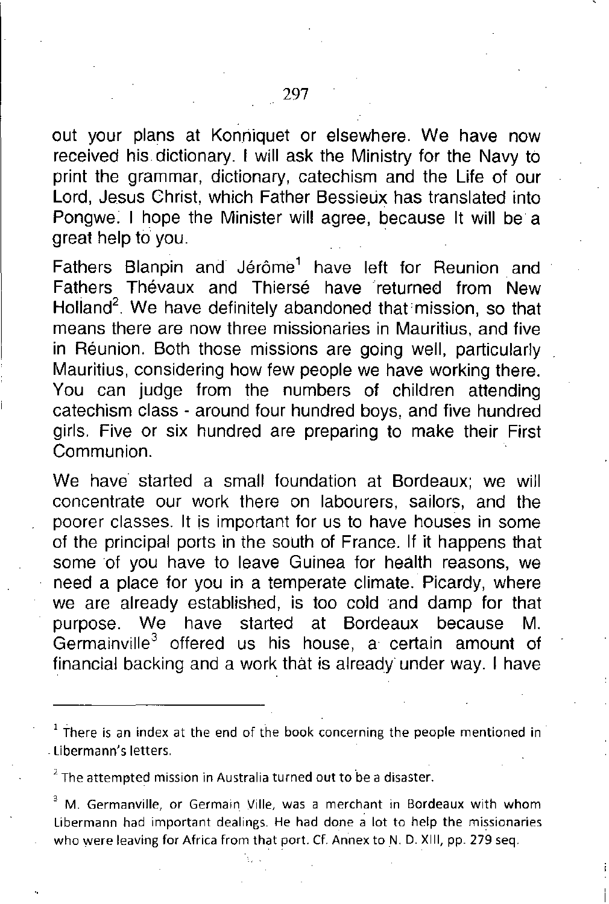out your plans at Konniquet or elsewhere. We have now received his dictionary. I will ask the Ministry for the Navy to print the grammar, dictionary, catechism and the Life of our Lord, Jesus Christ, which Father Bessieux has translated into Pongwe. I hope the Minister will agree, because It will be a great help to you.

Fathers Blanpin and Jérôme[1] have left for Reunion and Fathers Thévaux and Thiersé have returned from New Holland[2]. We have definitely abandoned that mission, so that means there are now three missionaries in Mauritius, and five in Réunion. Both those missions are going well, particularly Mauritius, considering how few people we have working there. You can judge from the numbers of children attending catechism class - around four hundred boys, and five hundred girls. Five or six hundred are preparing to make their First Communion.

We have started a small foundation at Bordeaux; we will concentrate our work there on labourers, sailors, and the poorer classes. It is important for us to have houses in some of the principal ports in the south of France. If it happens that some of you have to leave Guinea for health reasons, we need a place for you in a temperate climate. Picardy, where we are already established, is too cold and damp for that purpose. We have started at Bordeaux because M. Germainville[3] offered us his house, a certain amount of financial backing and a work that is already under way. I have

---

[1] There is an index at the end of the book concerning the people mentioned in Libermann's letters.

[2] The attempted mission in Australia turned out to be a disaster.

[3] M. Germanville, or Germain Ville, was a merchant in Bordeaux with whom Libermann had important dealings. He had done a lot to help the missionaries who were leaving for Africa from that port. Cf. Annex to N. D. XIII, pp. 279 seq.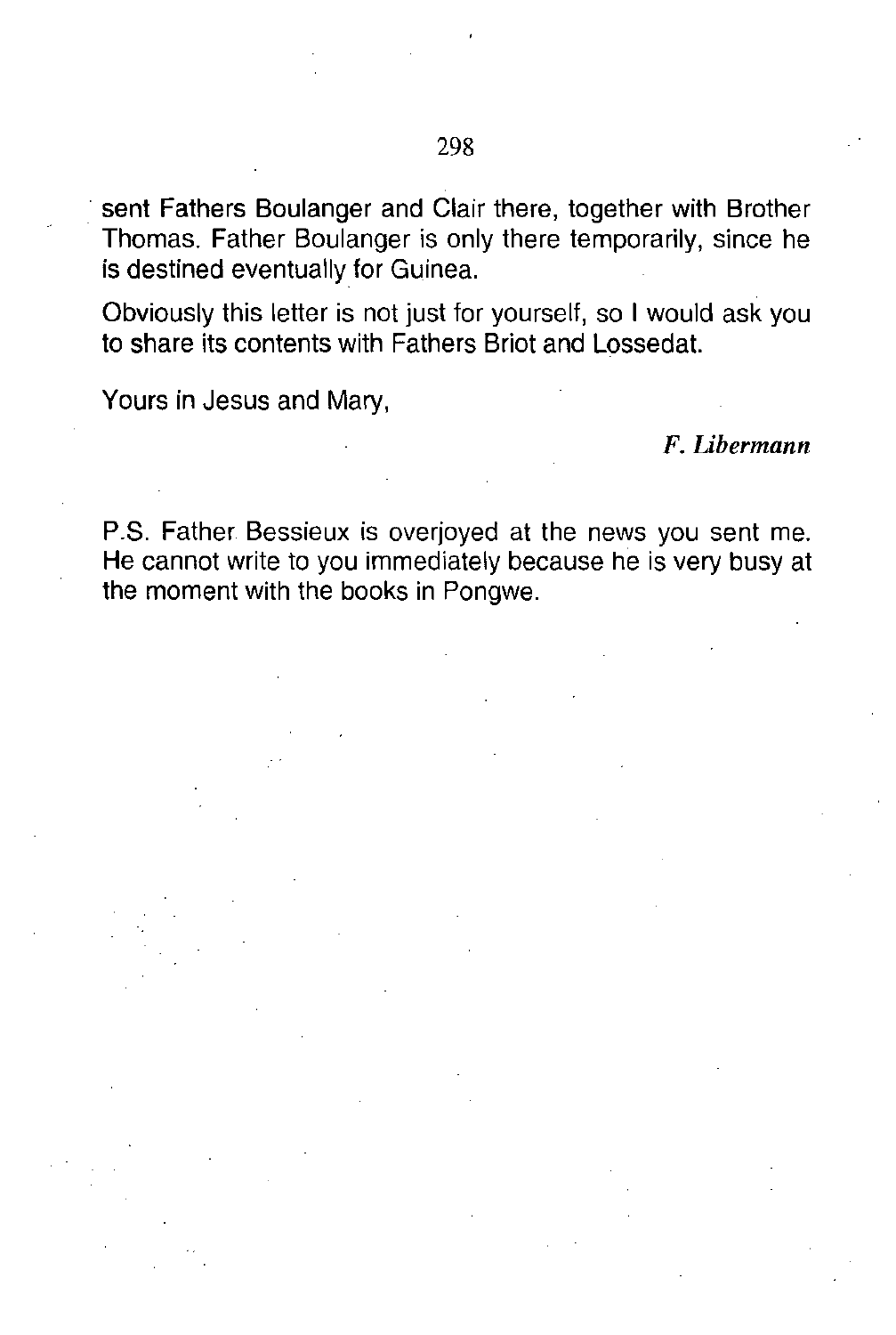sent Fathers Boulanger and Clair there, together with Brother Thomas. Father Boulanger is only there temporarily, since he is destined eventually for Guinea.

Obviously this letter is not just for yourself, so I would ask you to share its contents with Fathers Briot and Lossedat.

Yours in Jesus and Mary,

***F. Libermann***

P.S. Father Bessieux is overjoyed at the news you sent me. He cannot write to you immediately because he is very busy at the moment with the books in Pongwe.